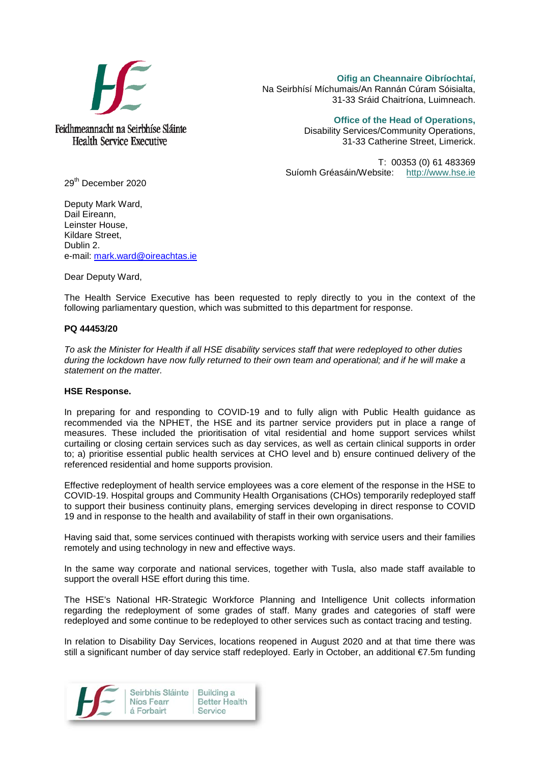Feidhmeannacht na Seirbhíse Sláinte
Health Service Executive

**Oifig an Cheannaire Oibríochtaí,**
Na Seirbhísí Míchumais/An Rannán Cúram Sóisialta,
31-33 Sráid Chaitríona, Luimneach.

**Office of the Head of Operations,**
Disability Services/Community Operations,
31-33 Catherine Street, Limerick.

T: 00353 (0) 61 483369
Suíomh Gréasáin/Website: http://www.hse.ie

29th December 2020

Deputy Mark Ward,
Dail Eireann,
Leinster House,
Kildare Street,
Dublin 2.
e-mail: mark.ward@oireachtas.ie

Dear Deputy Ward,

The Health Service Executive has been requested to reply directly to you in the context of the following parliamentary question, which was submitted to this department for response.

**PQ 44453/20**

*To ask the Minister for Health if all HSE disability services staff that were redeployed to other duties during the lockdown have now fully returned to their own team and operational; and if he will make a statement on the matter.*

**HSE Response.**

In preparing for and responding to COVID-19 and to fully align with Public Health guidance as recommended via the NPHET, the HSE and its partner service providers put in place a range of measures. These included the prioritisation of vital residential and home support services whilst curtailing or closing certain services such as day services, as well as certain clinical supports in order to; a) prioritise essential public health services at CHO level and b) ensure continued delivery of the referenced residential and home supports provision.

Effective redeployment of health service employees was a core element of the response in the HSE to COVID-19. Hospital groups and Community Health Organisations (CHOs) temporarily redeployed staff to support their business continuity plans, emerging services developing in direct response to COVID 19 and in response to the health and availability of staff in their own organisations.

Having said that, some services continued with therapists working with service users and their families remotely and using technology in new and effective ways.

In the same way corporate and national services, together with Tusla, also made staff available to support the overall HSE effort during this time.

The HSE's National HR-Strategic Workforce Planning and Intelligence Unit collects information regarding the redeployment of some grades of staff. Many grades and categories of staff were redeployed and some continue to be redeployed to other services such as contact tracing and testing.

In relation to Disability Day Services, locations reopened in August 2020 and at that time there was still a significant number of day service staff redeployed. Early in October, an additional €7.5m funding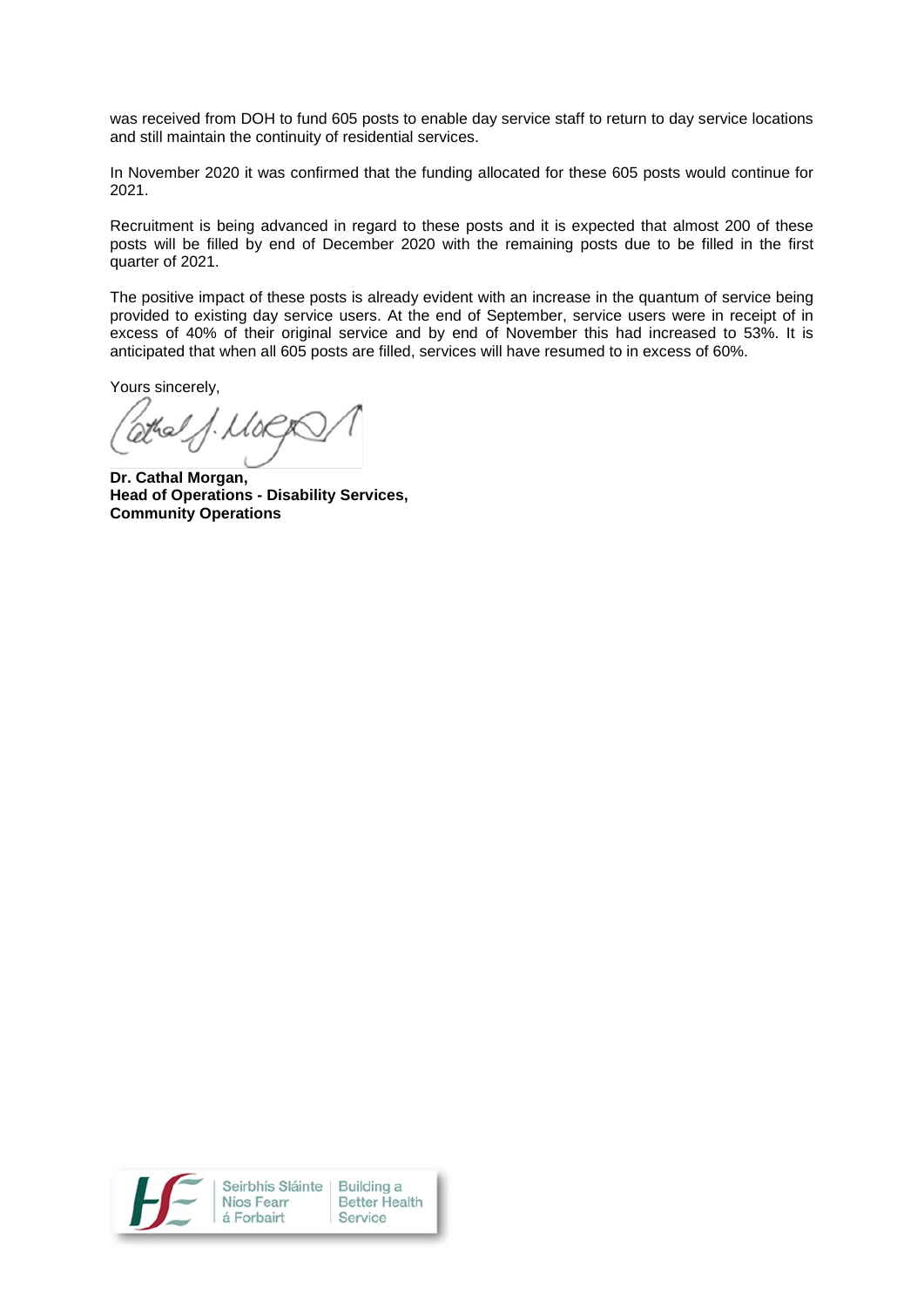was received from DOH to fund 605 posts to enable day service staff to return to day service locations and still maintain the continuity of residential services.

In November 2020 it was confirmed that the funding allocated for these 605 posts would continue for 2021.

Recruitment is being advanced in regard to these posts and it is expected that almost 200 of these posts will be filled by end of December 2020 with the remaining posts due to be filled in the first quarter of 2021.

The positive impact of these posts is already evident with an increase in the quantum of service being provided to existing day service users. At the end of September, service users were in receipt of in excess of 40% of their original service and by end of November this had increased to 53%. It is anticipated that when all 605 posts are filled, services will have resumed to in excess of 60%.

Yours sincerely,

**Dr. Cathal Morgan,**
**Head of Operations - Disability Services,**
**Community Operations**

Seirbhís Sláinte Níos Fearr á Forbairt | Building a Better Health Service